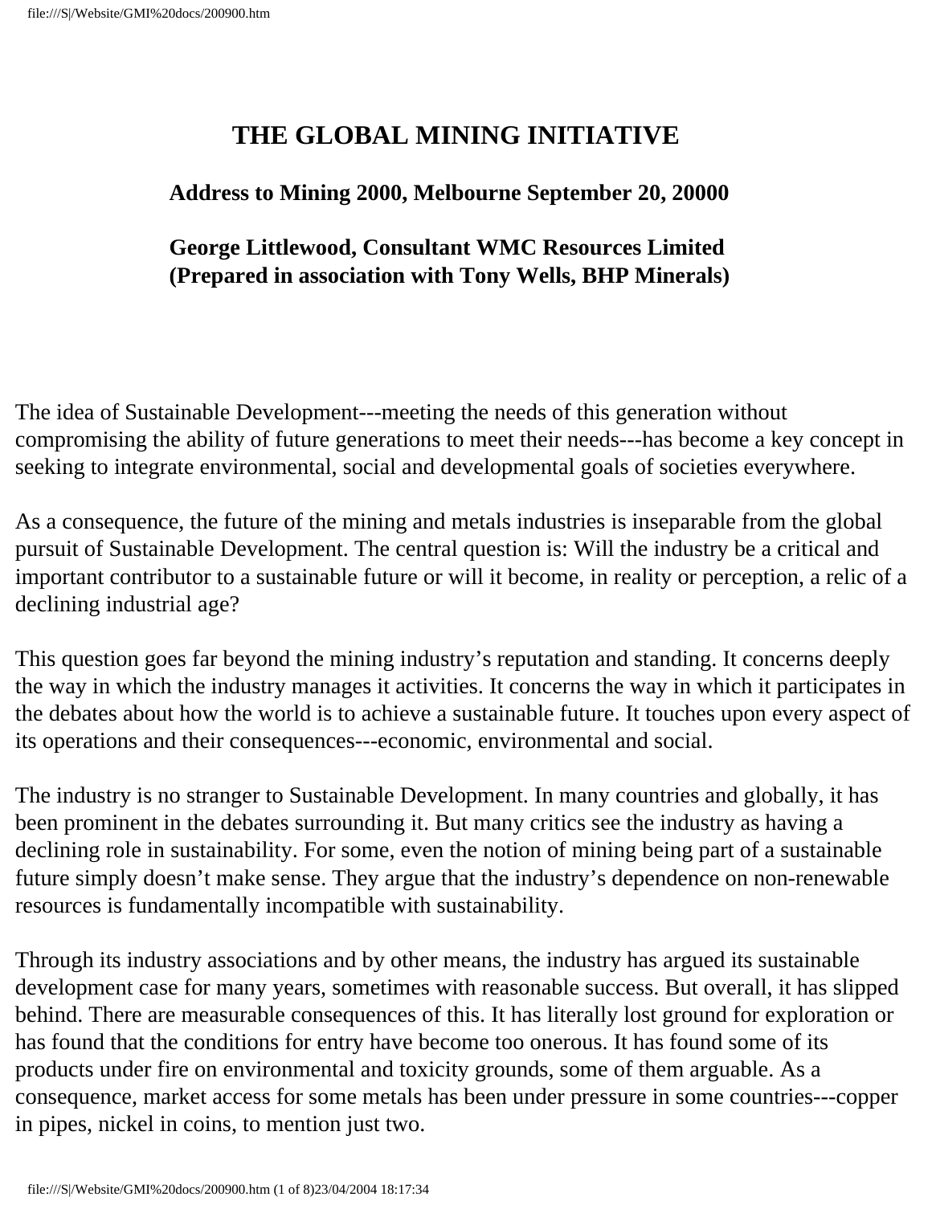# THE GLOBAL MINING INITIATIVE

**Address to Mining 2000, Melbourne September 20, 20000**

**George Littlewood, Consultant WMC Resources Limited**
**(Prepared in association with Tony Wells, BHP Minerals)**

The idea of Sustainable Development---meeting the needs of this generation without compromising the ability of future generations to meet their needs---has become a key concept in seeking to integrate environmental, social and developmental goals of societies everywhere.

As a consequence, the future of the mining and metals industries is inseparable from the global pursuit of Sustainable Development. The central question is: Will the industry be a critical and important contributor to a sustainable future or will it become, in reality or perception, a relic of a declining industrial age?

This question goes far beyond the mining industry's reputation and standing. It concerns deeply the way in which the industry manages it activities. It concerns the way in which it participates in the debates about how the world is to achieve a sustainable future. It touches upon every aspect of its operations and their consequences---economic, environmental and social.

The industry is no stranger to Sustainable Development. In many countries and globally, it has been prominent in the debates surrounding it. But many critics see the industry as having a declining role in sustainability. For some, even the notion of mining being part of a sustainable future simply doesn't make sense. They argue that the industry's dependence on non-renewable resources is fundamentally incompatible with sustainability.

Through its industry associations and by other means, the industry has argued its sustainable development case for many years, sometimes with reasonable success. But overall, it has slipped behind. There are measurable consequences of this. It has literally lost ground for exploration or has found that the conditions for entry have become too onerous. It has found some of its products under fire on environmental and toxicity grounds, some of them arguable. As a consequence, market access for some metals has been under pressure in some countries---copper in pipes, nickel in coins, to mention just two.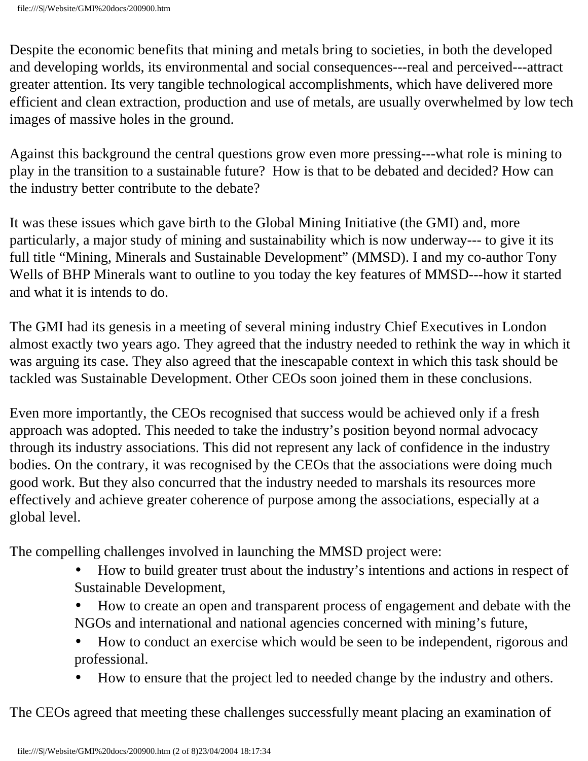Despite the economic benefits that mining and metals bring to societies, in both the developed and developing worlds, its environmental and social consequences---real and perceived---attract greater attention. Its very tangible technological accomplishments, which have delivered more efficient and clean extraction, production and use of metals, are usually overwhelmed by low tech images of massive holes in the ground.

Against this background the central questions grow even more pressing---what role is mining to play in the transition to a sustainable future? How is that to be debated and decided? How can the industry better contribute to the debate?

It was these issues which gave birth to the Global Mining Initiative (the GMI) and, more particularly, a major study of mining and sustainability which is now underway--- to give it its full title "Mining, Minerals and Sustainable Development" (MMSD). I and my co-author Tony Wells of BHP Minerals want to outline to you today the key features of MMSD---how it started and what it is intends to do.

The GMI had its genesis in a meeting of several mining industry Chief Executives in London almost exactly two years ago. They agreed that the industry needed to rethink the way in which it was arguing its case. They also agreed that the inescapable context in which this task should be tackled was Sustainable Development. Other CEOs soon joined them in these conclusions.

Even more importantly, the CEOs recognised that success would be achieved only if a fresh approach was adopted. This needed to take the industry's position beyond normal advocacy through its industry associations. This did not represent any lack of confidence in the industry bodies. On the contrary, it was recognised by the CEOs that the associations were doing much good work. But they also concurred that the industry needed to marshals its resources more effectively and achieve greater coherence of purpose among the associations, especially at a global level.

The compelling challenges involved in launching the MMSD project were:

- How to build greater trust about the industry's intentions and actions in respect of Sustainable Development,
- How to create an open and transparent process of engagement and debate with the NGOs and international and national agencies concerned with mining's future,
- How to conduct an exercise which would be seen to be independent, rigorous and professional.
- How to ensure that the project led to needed change by the industry and others.

The CEOs agreed that meeting these challenges successfully meant placing an examination of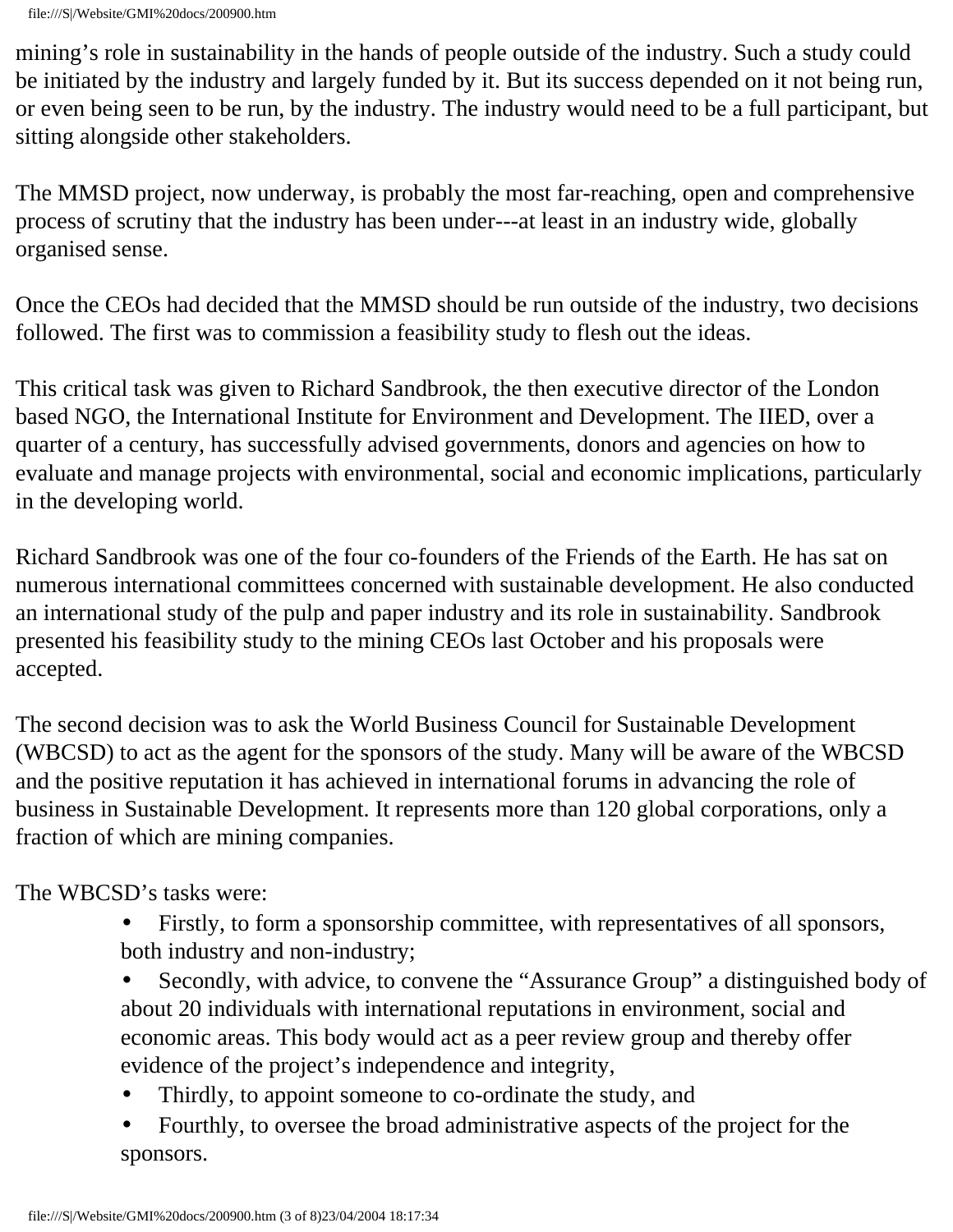mining's role in sustainability in the hands of people outside of the industry. Such a study could be initiated by the industry and largely funded by it. But its success depended on it not being run, or even being seen to be run, by the industry. The industry would need to be a full participant, but sitting alongside other stakeholders.

The MMSD project, now underway, is probably the most far-reaching, open and comprehensive process of scrutiny that the industry has been under---at least in an industry wide, globally organised sense.

Once the CEOs had decided that the MMSD should be run outside of the industry, two decisions followed. The first was to commission a feasibility study to flesh out the ideas.

This critical task was given to Richard Sandbrook, the then executive director of the London based NGO, the International Institute for Environment and Development. The IIED, over a quarter of a century, has successfully advised governments, donors and agencies on how to evaluate and manage projects with environmental, social and economic implications, particularly in the developing world.

Richard Sandbrook was one of the four co-founders of the Friends of the Earth. He has sat on numerous international committees concerned with sustainable development. He also conducted an international study of the pulp and paper industry and its role in sustainability. Sandbrook presented his feasibility study to the mining CEOs last October and his proposals were accepted.

The second decision was to ask the World Business Council for Sustainable Development (WBCSD) to act as the agent for the sponsors of the study. Many will be aware of the WBCSD and the positive reputation it has achieved in international forums in advancing the role of business in Sustainable Development. It represents more than 120 global corporations, only a fraction of which are mining companies.

The WBCSD's tasks were:

- Firstly, to form a sponsorship committee, with representatives of all sponsors, both industry and non-industry;
- Secondly, with advice, to convene the "Assurance Group" a distinguished body of about 20 individuals with international reputations in environment, social and economic areas. This body would act as a peer review group and thereby offer evidence of the project's independence and integrity,
- Thirdly, to appoint someone to co-ordinate the study, and
- Fourthly, to oversee the broad administrative aspects of the project for the sponsors.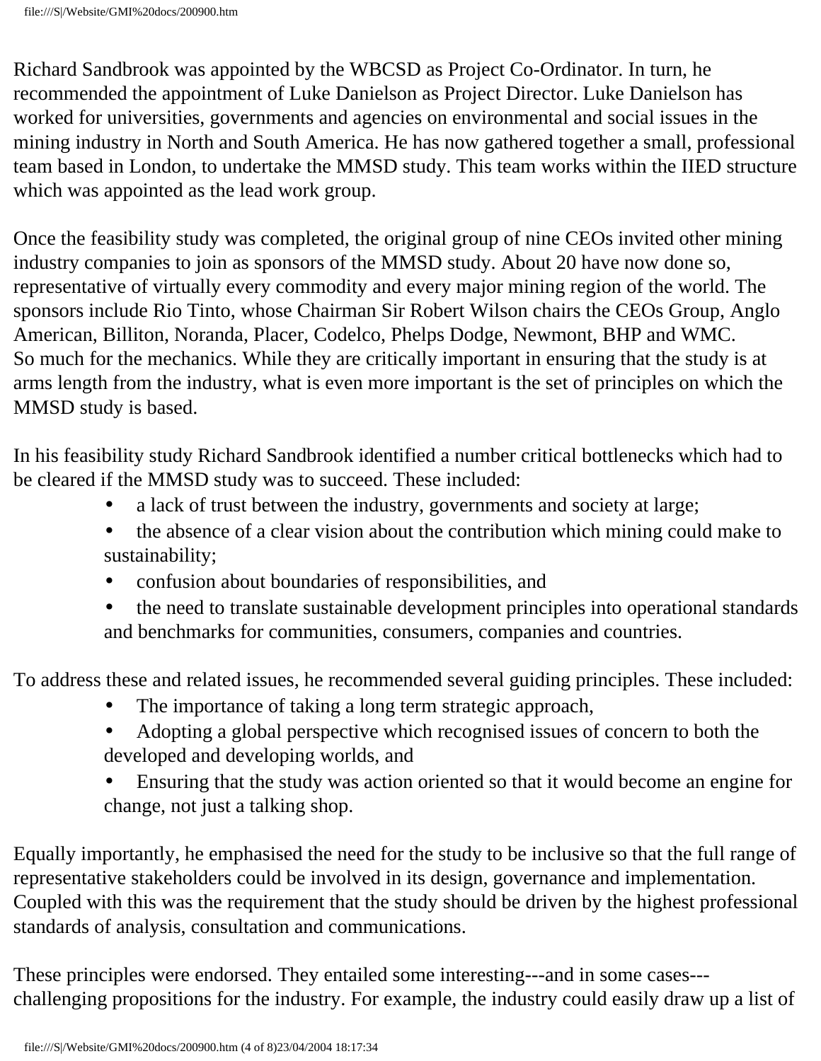Richard Sandbrook was appointed by the WBCSD as Project Co-Ordinator. In turn, he recommended the appointment of Luke Danielson as Project Director. Luke Danielson has worked for universities, governments and agencies on environmental and social issues in the mining industry in North and South America. He has now gathered together a small, professional team based in London, to undertake the MMSD study. This team works within the IIED structure which was appointed as the lead work group.

Once the feasibility study was completed, the original group of nine CEOs invited other mining industry companies to join as sponsors of the MMSD study. About 20 have now done so, representative of virtually every commodity and every major mining region of the world. The sponsors include Rio Tinto, whose Chairman Sir Robert Wilson chairs the CEOs Group, Anglo American, Billiton, Noranda, Placer, Codelco, Phelps Dodge, Newmont, BHP and WMC.
So much for the mechanics. While they are critically important in ensuring that the study is at arms length from the industry, what is even more important is the set of principles on which the MMSD study is based.

In his feasibility study Richard Sandbrook identified a number critical bottlenecks which had to be cleared if the MMSD study was to succeed. These included:

- a lack of trust between the industry, governments and society at large;
- the absence of a clear vision about the contribution which mining could make to sustainability;
- confusion about boundaries of responsibilities, and
- the need to translate sustainable development principles into operational standards and benchmarks for communities, consumers, companies and countries.

To address these and related issues, he recommended several guiding principles. These included:

- The importance of taking a long term strategic approach,
- Adopting a global perspective which recognised issues of concern to both the developed and developing worlds, and
- Ensuring that the study was action oriented so that it would become an engine for change, not just a talking shop.

Equally importantly, he emphasised the need for the study to be inclusive so that the full range of representative stakeholders could be involved in its design, governance and implementation. Coupled with this was the requirement that the study should be driven by the highest professional standards of analysis, consultation and communications.

These principles were endorsed. They entailed some interesting---and in some cases---challenging propositions for the industry. For example, the industry could easily draw up a list of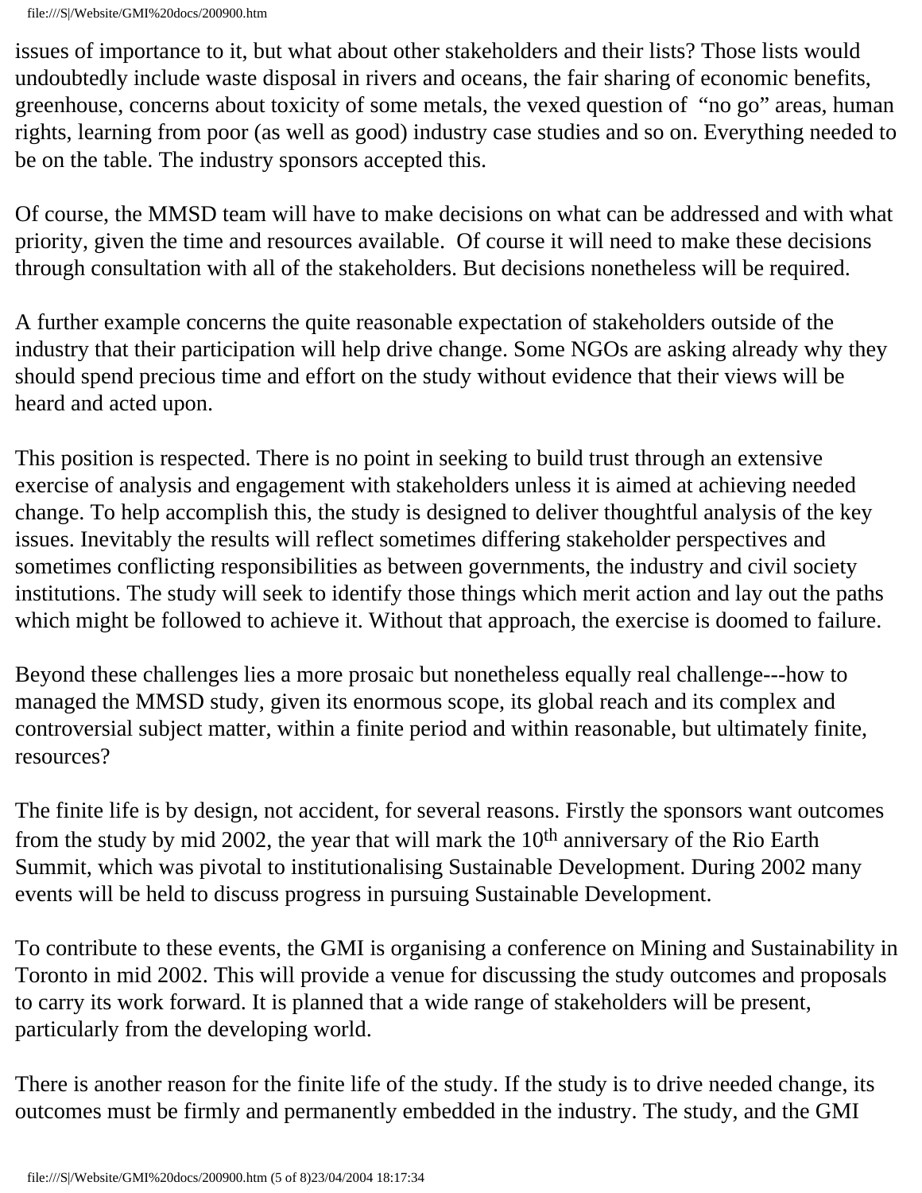issues of importance to it, but what about other stakeholders and their lists? Those lists would undoubtedly include waste disposal in rivers and oceans, the fair sharing of economic benefits, greenhouse, concerns about toxicity of some metals, the vexed question of "no go" areas, human rights, learning from poor (as well as good) industry case studies and so on. Everything needed to be on the table. The industry sponsors accepted this.

Of course, the MMSD team will have to make decisions on what can be addressed and with what priority, given the time and resources available. Of course it will need to make these decisions through consultation with all of the stakeholders. But decisions nonetheless will be required.

A further example concerns the quite reasonable expectation of stakeholders outside of the industry that their participation will help drive change. Some NGOs are asking already why they should spend precious time and effort on the study without evidence that their views will be heard and acted upon.

This position is respected. There is no point in seeking to build trust through an extensive exercise of analysis and engagement with stakeholders unless it is aimed at achieving needed change. To help accomplish this, the study is designed to deliver thoughtful analysis of the key issues. Inevitably the results will reflect sometimes differing stakeholder perspectives and sometimes conflicting responsibilities as between governments, the industry and civil society institutions. The study will seek to identify those things which merit action and lay out the paths which might be followed to achieve it. Without that approach, the exercise is doomed to failure.

Beyond these challenges lies a more prosaic but nonetheless equally real challenge---how to managed the MMSD study, given its enormous scope, its global reach and its complex and controversial subject matter, within a finite period and within reasonable, but ultimately finite, resources?

The finite life is by design, not accident, for several reasons. Firstly the sponsors want outcomes from the study by mid 2002, the year that will mark the 10th anniversary of the Rio Earth Summit, which was pivotal to institutionalising Sustainable Development. During 2002 many events will be held to discuss progress in pursuing Sustainable Development.

To contribute to these events, the GMI is organising a conference on Mining and Sustainability in Toronto in mid 2002. This will provide a venue for discussing the study outcomes and proposals to carry its work forward. It is planned that a wide range of stakeholders will be present, particularly from the developing world.

There is another reason for the finite life of the study. If the study is to drive needed change, its outcomes must be firmly and permanently embedded in the industry. The study, and the GMI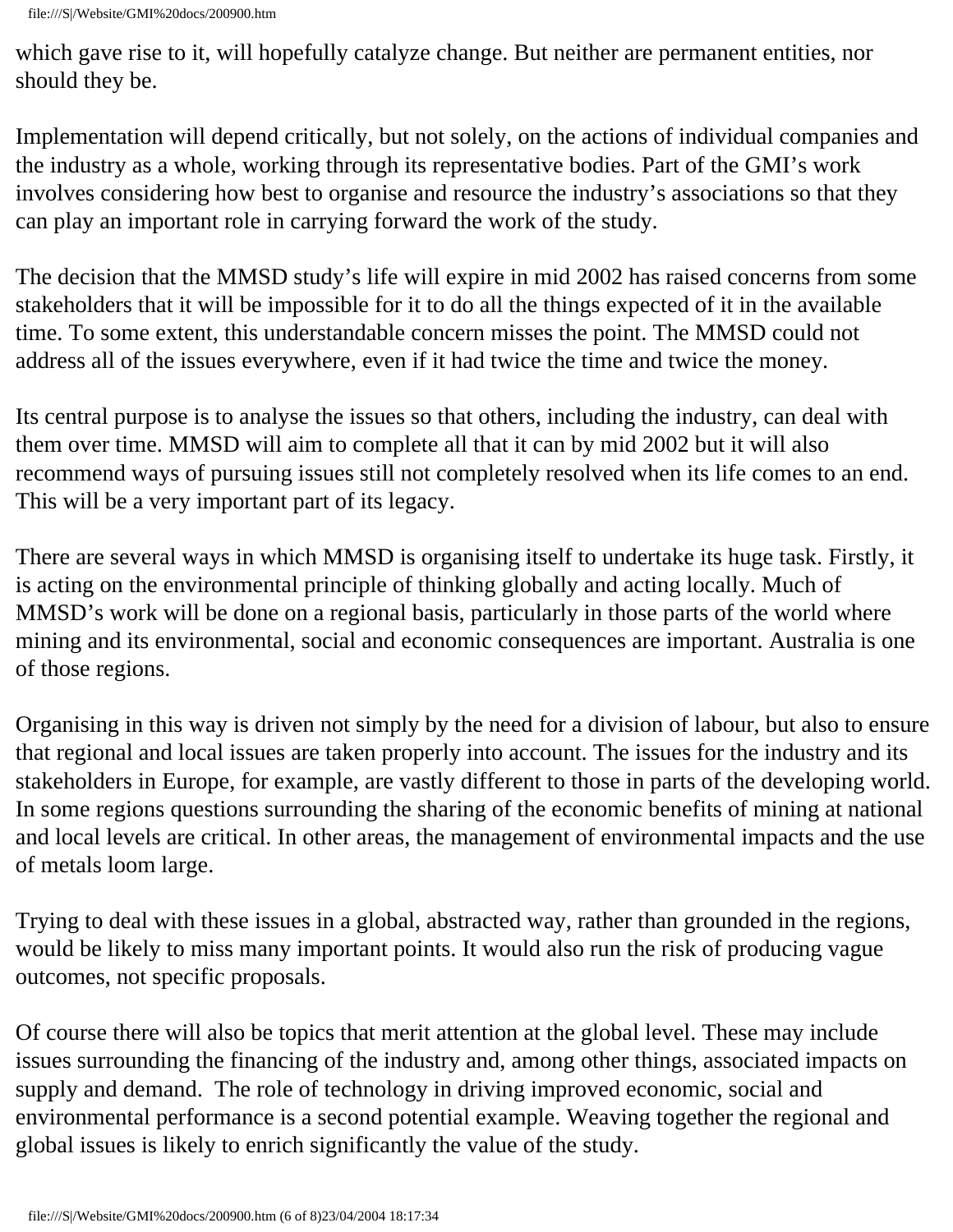which gave rise to it, will hopefully catalyze change. But neither are permanent entities, nor should they be.

Implementation will depend critically, but not solely, on the actions of individual companies and the industry as a whole, working through its representative bodies. Part of the GMI's work involves considering how best to organise and resource the industry's associations so that they can play an important role in carrying forward the work of the study.

The decision that the MMSD study's life will expire in mid 2002 has raised concerns from some stakeholders that it will be impossible for it to do all the things expected of it in the available time. To some extent, this understandable concern misses the point. The MMSD could not address all of the issues everywhere, even if it had twice the time and twice the money.

Its central purpose is to analyse the issues so that others, including the industry, can deal with them over time. MMSD will aim to complete all that it can by mid 2002 but it will also recommend ways of pursuing issues still not completely resolved when its life comes to an end. This will be a very important part of its legacy.

There are several ways in which MMSD is organising itself to undertake its huge task. Firstly, it is acting on the environmental principle of thinking globally and acting locally. Much of MMSD's work will be done on a regional basis, particularly in those parts of the world where mining and its environmental, social and economic consequences are important. Australia is one of those regions.

Organising in this way is driven not simply by the need for a division of labour, but also to ensure that regional and local issues are taken properly into account. The issues for the industry and its stakeholders in Europe, for example, are vastly different to those in parts of the developing world. In some regions questions surrounding the sharing of the economic benefits of mining at national and local levels are critical. In other areas, the management of environmental impacts and the use of metals loom large.

Trying to deal with these issues in a global, abstracted way, rather than grounded in the regions, would be likely to miss many important points. It would also run the risk of producing vague outcomes, not specific proposals.

Of course there will also be topics that merit attention at the global level. These may include issues surrounding the financing of the industry and, among other things, associated impacts on supply and demand. The role of technology in driving improved economic, social and environmental performance is a second potential example. Weaving together the regional and global issues is likely to enrich significantly the value of the study.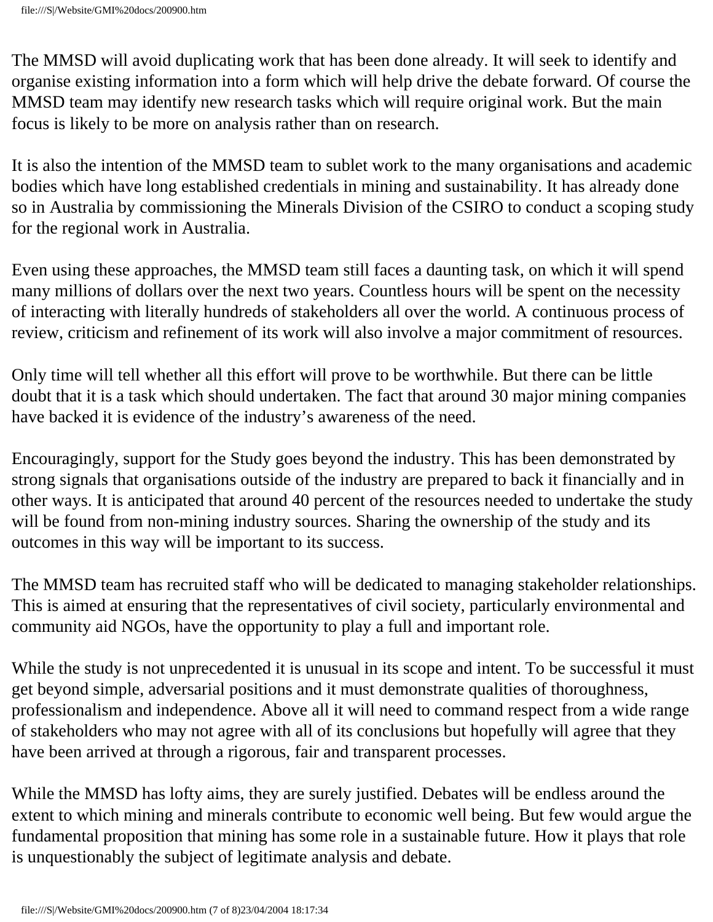The MMSD will avoid duplicating work that has been done already. It will seek to identify and organise existing information into a form which will help drive the debate forward. Of course the MMSD team may identify new research tasks which will require original work. But the main focus is likely to be more on analysis rather than on research.

It is also the intention of the MMSD team to sublet work to the many organisations and academic bodies which have long established credentials in mining and sustainability. It has already done so in Australia by commissioning the Minerals Division of the CSIRO to conduct a scoping study for the regional work in Australia.

Even using these approaches, the MMSD team still faces a daunting task, on which it will spend many millions of dollars over the next two years. Countless hours will be spent on the necessity of interacting with literally hundreds of stakeholders all over the world. A continuous process of review, criticism and refinement of its work will also involve a major commitment of resources.

Only time will tell whether all this effort will prove to be worthwhile. But there can be little doubt that it is a task which should undertaken. The fact that around 30 major mining companies have backed it is evidence of the industry's awareness of the need.

Encouragingly, support for the Study goes beyond the industry. This has been demonstrated by strong signals that organisations outside of the industry are prepared to back it financially and in other ways. It is anticipated that around 40 percent of the resources needed to undertake the study will be found from non-mining industry sources. Sharing the ownership of the study and its outcomes in this way will be important to its success.

The MMSD team has recruited staff who will be dedicated to managing stakeholder relationships. This is aimed at ensuring that the representatives of civil society, particularly environmental and community aid NGOs, have the opportunity to play a full and important role.

While the study is not unprecedented it is unusual in its scope and intent. To be successful it must get beyond simple, adversarial positions and it must demonstrate qualities of thoroughness, professionalism and independence. Above all it will need to command respect from a wide range of stakeholders who may not agree with all of its conclusions but hopefully will agree that they have been arrived at through a rigorous, fair and transparent processes.

While the MMSD has lofty aims, they are surely justified. Debates will be endless around the extent to which mining and minerals contribute to economic well being. But few would argue the fundamental proposition that mining has some role in a sustainable future. How it plays that role is unquestionably the subject of legitimate analysis and debate.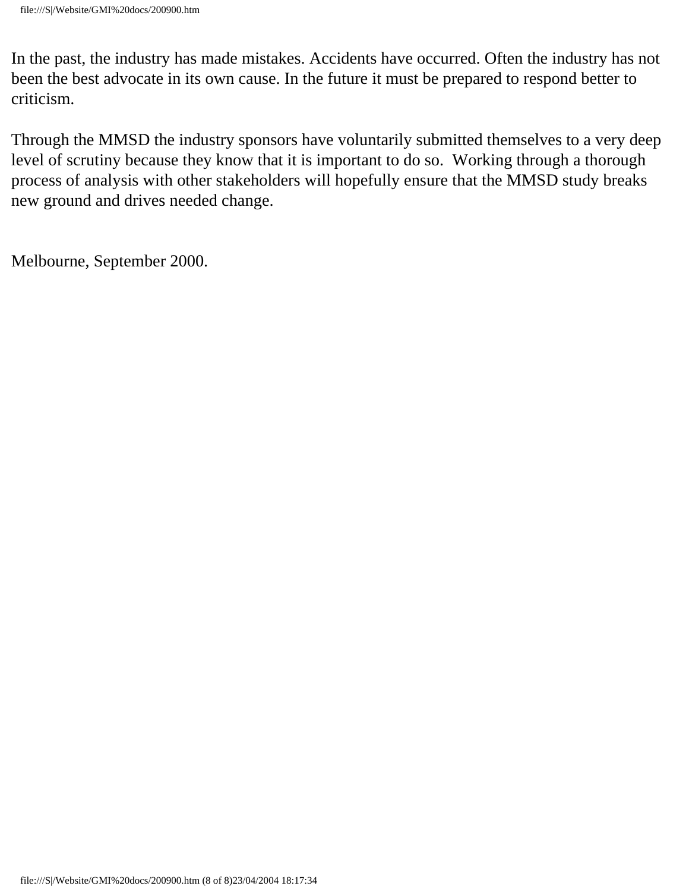In the past, the industry has made mistakes. Accidents have occurred. Often the industry has not been the best advocate in its own cause. In the future it must be prepared to respond better to criticism.

Through the MMSD the industry sponsors have voluntarily submitted themselves to a very deep level of scrutiny because they know that it is important to do so. Working through a thorough process of analysis with other stakeholders will hopefully ensure that the MMSD study breaks new ground and drives needed change.

Melbourne, September 2000.